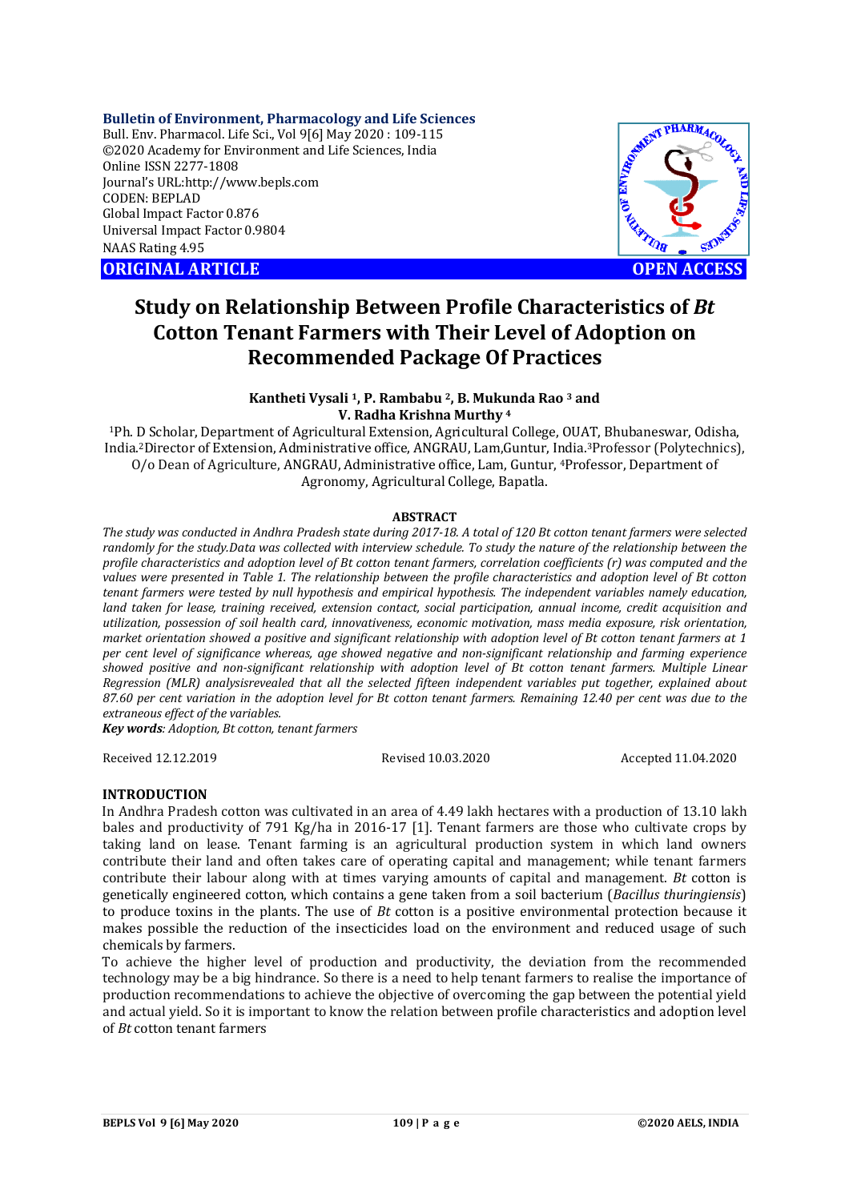# Study on Relationship Between Profile Characteristics of *Bt* Cotton Tenant Farmers with Their Level of Adoption on Recommended Package Of Practices

**Kantheti Vysali [1], P. Rambabu [2], B. Mukunda Rao [3] and V. Radha Krishna Murthy [4]**

[1]Ph. D Scholar, Department of Agricultural Extension, Agricultural College, OUAT, Bhubaneswar, Odisha, India.[2]Director of Extension, Administrative office, ANGRAU, Lam,Guntur, India.[3]Professor (Polytechnics), O/o Dean of Agriculture, ANGRAU, Administrative office, Lam, Guntur, [4]Professor, Department of Agronomy, Agricultural College, Bapatla.

**ABSTRACT**

*The study was conducted in Andhra Pradesh state during 2017-18. A total of 120 Bt cotton tenant farmers were selected randomly for the study.Data was collected with interview schedule. To study the nature of the relationship between the profile characteristics and adoption level of Bt cotton tenant farmers, correlation coefficients (r) was computed and the values were presented in Table 1. The relationship between the profile characteristics and adoption level of Bt cotton tenant farmers were tested by null hypothesis and empirical hypothesis. The independent variables namely education, land taken for lease, training received, extension contact, social participation, annual income, credit acquisition and utilization, possession of soil health card, innovativeness, economic motivation, mass media exposure, risk orientation, market orientation showed a positive and significant relationship with adoption level of Bt cotton tenant farmers at 1 per cent level of significance whereas, age showed negative and non-significant relationship and farming experience showed positive and non-significant relationship with adoption level of Bt cotton tenant farmers. Multiple Linear Regression (MLR) analysisrevealed that all the selected fifteen independent variables put together, explained about 87.60 per cent variation in the adoption level for Bt cotton tenant farmers. Remaining 12.40 per cent was due to the extraneous effect of the variables.*

***Key words**: Adoption, Bt cotton, tenant farmers*

Received 12.12.2019 Revised 10.03.2020 Accepted 11.04.2020

## INTRODUCTION

In Andhra Pradesh cotton was cultivated in an area of 4.49 lakh hectares with a production of 13.10 lakh bales and productivity of 791 Kg/ha in 2016-17 [1]. Tenant farmers are those who cultivate crops by taking land on lease. Tenant farming is an agricultural production system in which land owners contribute their land and often takes care of operating capital and management; while tenant farmers contribute their labour along with at times varying amounts of capital and management. *Bt* cotton is genetically engineered cotton, which contains a gene taken from a soil bacterium (*Bacillus thuringiensis*) to produce toxins in the plants. The use of *Bt* cotton is a positive environmental protection because it makes possible the reduction of the insecticides load on the environment and reduced usage of such chemicals by farmers.

To achieve the higher level of production and productivity, the deviation from the recommended technology may be a big hindrance. So there is a need to help tenant farmers to realise the importance of production recommendations to achieve the objective of overcoming the gap between the potential yield and actual yield. So it is important to know the relation between profile characteristics and adoption level of *Bt* cotton tenant farmers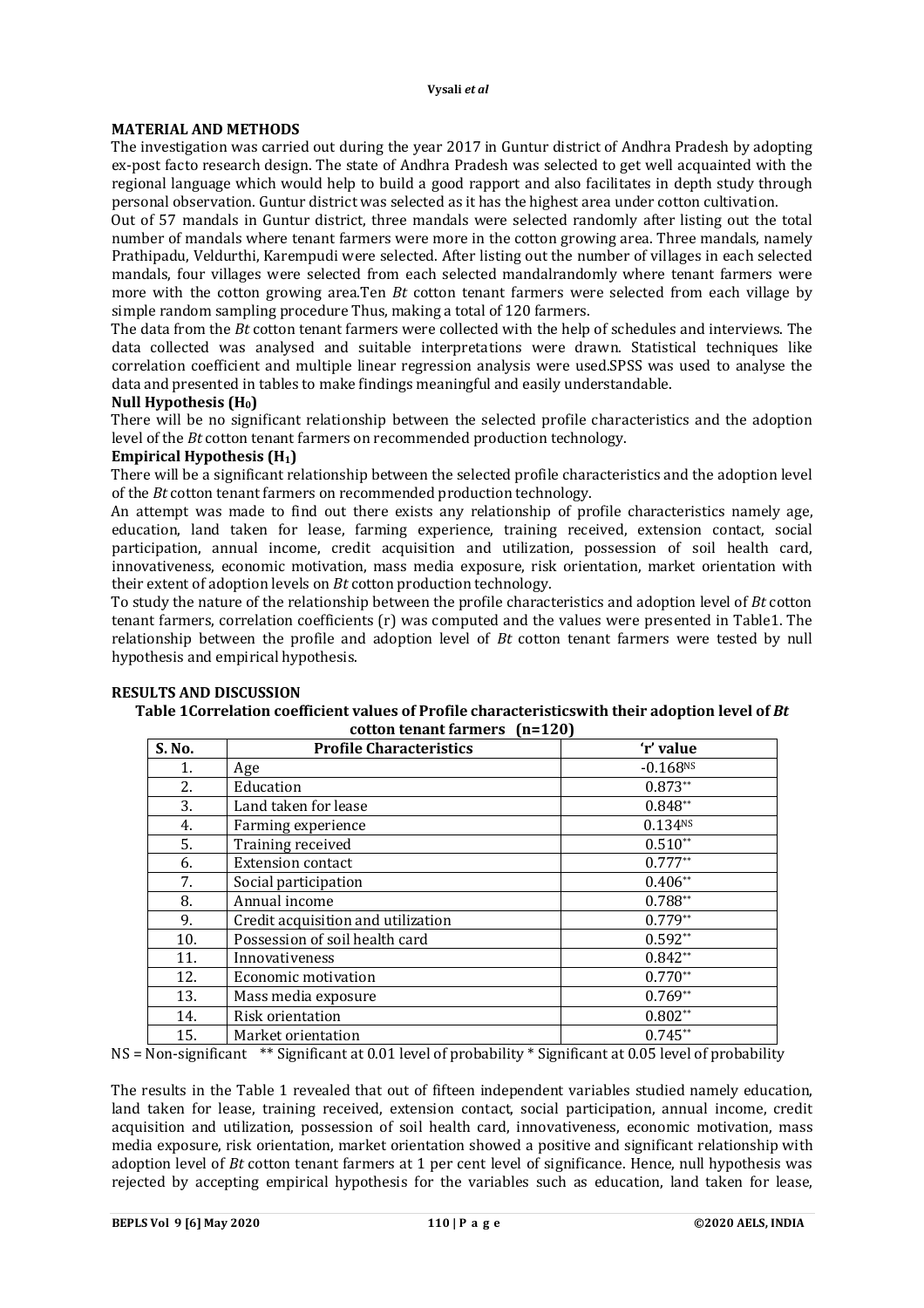## MATERIAL AND METHODS

The investigation was carried out during the year 2017 in Guntur district of Andhra Pradesh by adopting ex-post facto research design. The state of Andhra Pradesh was selected to get well acquainted with the regional language which would help to build a good rapport and also facilitates in depth study through personal observation. Guntur district was selected as it has the highest area under cotton cultivation.

Out of 57 mandals in Guntur district, three mandals were selected randomly after listing out the total number of mandals where tenant farmers were more in the cotton growing area. Three mandals, namely Prathipadu, Veldurthi, Karempudi were selected. After listing out the number of villages in each selected mandals, four villages were selected from each selected mandalrandomly where tenant farmers were more with the cotton growing area.Ten *Bt* cotton tenant farmers were selected from each village by simple random sampling procedure Thus, making a total of 120 farmers.

The data from the *Bt* cotton tenant farmers were collected with the help of schedules and interviews. The data collected was analysed and suitable interpretations were drawn. Statistical techniques like correlation coefficient and multiple linear regression analysis were used.SPSS was used to analyse the data and presented in tables to make findings meaningful and easily understandable.

**Null Hypothesis ($H_0$)**

There will be no significant relationship between the selected profile characteristics and the adoption level of the *Bt* cotton tenant farmers on recommended production technology.

**Empirical Hypothesis ($H_1$)**

There will be a significant relationship between the selected profile characteristics and the adoption level of the *Bt* cotton tenant farmers on recommended production technology.

An attempt was made to find out there exists any relationship of profile characteristics namely age, education, land taken for lease, farming experience, training received, extension contact, social participation, annual income, credit acquisition and utilization, possession of soil health card, innovativeness, economic motivation, mass media exposure, risk orientation, market orientation with their extent of adoption levels on *Bt* cotton production technology.

To study the nature of the relationship between the profile characteristics and adoption level of *Bt* cotton tenant farmers, correlation coefficients (r) was computed and the values were presented in Table1. The relationship between the profile and adoption level of *Bt* cotton tenant farmers were tested by null hypothesis and empirical hypothesis.

## RESULTS AND DISCUSSION

**Table 1Correlation coefficient values of Profile characteristicswith their adoption level of *Bt* cotton tenant farmers (n=120)**

| S. No. | Profile Characteristics | 'r' value |
|---|---|---|
| 1. | Age | -0.168$^{NS}$ |
| 2. | Education | 0.873** |
| 3. | Land taken for lease | 0.848** |
| 4. | Farming experience | 0.134$^{NS}$ |
| 5. | Training received | 0.510** |
| 6. | Extension contact | 0.777** |
| 7. | Social participation | 0.406** |
| 8. | Annual income | 0.788** |
| 9. | Credit acquisition and utilization | 0.779** |
| 10. | Possession of soil health card | 0.592** |
| 11. | Innovativeness | 0.842** |
| 12. | Economic motivation | 0.770** |
| 13. | Mass media exposure | 0.769** |
| 14. | Risk orientation | 0.802** |
| 15. | Market orientation | 0.745** |

NS = Non-significant ** Significant at 0.01 level of probability * Significant at 0.05 level of probability

The results in the Table 1 revealed that out of fifteen independent variables studied namely education, land taken for lease, training received, extension contact, social participation, annual income, credit acquisition and utilization, possession of soil health card, innovativeness, economic motivation, mass media exposure, risk orientation, market orientation showed a positive and significant relationship with adoption level of *Bt* cotton tenant farmers at 1 per cent level of significance. Hence, null hypothesis was rejected by accepting empirical hypothesis for the variables such as education, land taken for lease,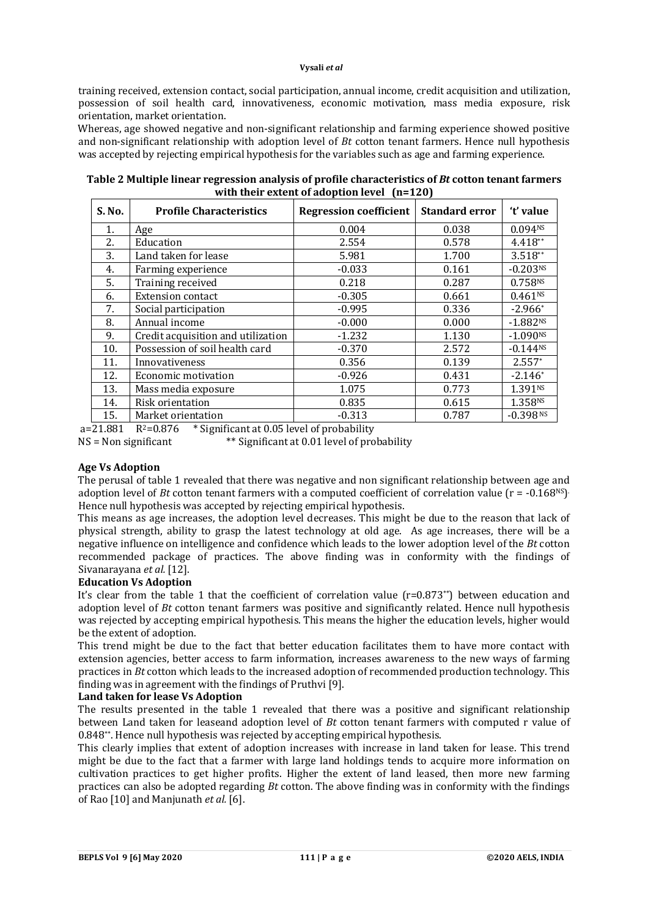training received, extension contact, social participation, annual income, credit acquisition and utilization, possession of soil health card, innovativeness, economic motivation, mass media exposure, risk orientation, market orientation.

Whereas, age showed negative and non-significant relationship and farming experience showed positive and non-significant relationship with adoption level of *Bt* cotton tenant farmers. Hence null hypothesis was accepted by rejecting empirical hypothesis for the variables such as age and farming experience.

**Table 2 Multiple linear regression analysis of profile characteristics of *Bt* cotton tenant farmers with their extent of adoption level (n=120)**

| S. No. | Profile Characteristics | Regression coefficient | Standard error | 't' value |
|---|---|---|---|---|
| 1. | Age | 0.004 | 0.038 | 0.094[NS] |
| 2. | Education | 2.554 | 0.578 | 4.418** |
| 3. | Land taken for lease | 5.981 | 1.700 | 3.518** |
| 4. | Farming experience | -0.033 | 0.161 | -0.203[NS] |
| 5. | Training received | 0.218 | 0.287 | 0.758[NS] |
| 6. | Extension contact | -0.305 | 0.661 | 0.461[NS] |
| 7. | Social participation | -0.995 | 0.336 | -2.966* |
| 8. | Annual income | -0.000 | 0.000 | -1.882[NS] |
| 9. | Credit acquisition and utilization | -1.232 | 1.130 | -1.090[NS] |
| 10. | Possession of soil health card | -0.370 | 2.572 | -0.144[NS] |
| 11. | Innovativeness | 0.356 | 0.139 | 2.557* |
| 12. | Economic motivation | -0.926 | 0.431 | -2.146* |
| 13. | Mass media exposure | 1.075 | 0.773 | 1.391[NS] |
| 14. | Risk orientation | 0.835 | 0.615 | 1.358[NS] |
| 15. | Market orientation | -0.313 | 0.787 | -0.398[NS] |

a=21.881 $R^2$=0.876 * Significant at 0.05 level of probability
NS = Non significant ** Significant at 0.01 level of probability

**Age Vs Adoption**

The perusal of table 1 revealed that there was negative and non significant relationship between age and adoption level of *Bt* cotton tenant farmers with a computed coefficient of correlation value (r = -0.168[NS]). Hence null hypothesis was accepted by rejecting empirical hypothesis.

This means as age increases, the adoption level decreases. This might be due to the reason that lack of physical strength, ability to grasp the latest technology at old age. As age increases, there will be a negative influence on intelligence and confidence which leads to the lower adoption level of the *Bt* cotton recommended package of practices. The above finding was in conformity with the findings of Sivanarayana *et al.* [12].

**Education Vs Adoption**

It's clear from the table 1 that the coefficient of correlation value (r=0.873**) between education and adoption level of *Bt* cotton tenant farmers was positive and significantly related. Hence null hypothesis was rejected by accepting empirical hypothesis. This means the higher the education levels, higher would be the extent of adoption.

This trend might be due to the fact that better education facilitates them to have more contact with extension agencies, better access to farm information, increases awareness to the new ways of farming practices in *Bt* cotton which leads to the increased adoption of recommended production technology. This finding was in agreement with the findings of Pruthvi [9].

**Land taken for lease Vs Adoption**

The results presented in the table 1 revealed that there was a positive and significant relationship between Land taken for leaseand adoption level of *Bt* cotton tenant farmers with computed r value of 0.848**. Hence null hypothesis was rejected by accepting empirical hypothesis.

This clearly implies that extent of adoption increases with increase in land taken for lease. This trend might be due to the fact that a farmer with large land holdings tends to acquire more information on cultivation practices to get higher profits. Higher the extent of land leased, then more new farming practices can also be adopted regarding *Bt* cotton. The above finding was in conformity with the findings of Rao [10] and Manjunath *et al.* [6].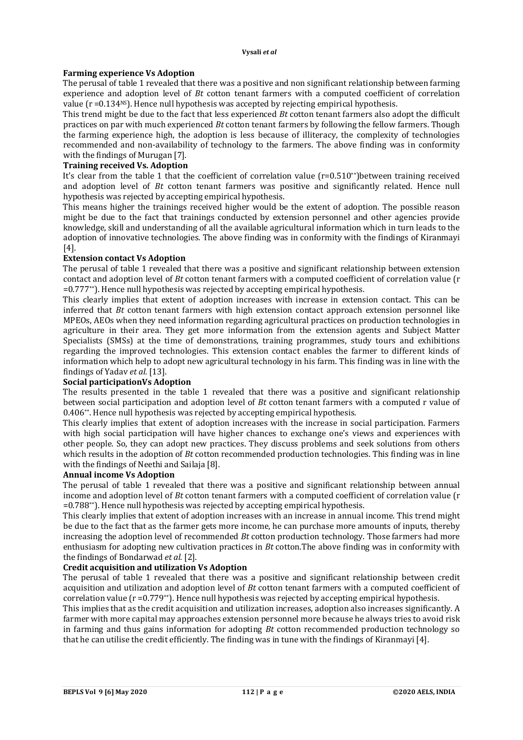**Farming experience Vs Adoption**

The perusal of table 1 revealed that there was a positive and non significant relationship between farming experience and adoption level of *Bt* cotton tenant farmers with a computed coefficient of correlation value ($r = 0.134^{NS}$). Hence null hypothesis was accepted by rejecting empirical hypothesis.

This trend might be due to the fact that less experienced *Bt* cotton tenant farmers also adopt the difficult practices on par with much experienced *Bt* cotton tenant farmers by following the fellow farmers. Though the farming experience high, the adoption is less because of illiteracy, the complexity of technologies recommended and non-availability of technology to the farmers. The above finding was in conformity with the findings of Murugan [7].

**Training received Vs. Adoption**

It's clear from the table 1 that the coefficient of correlation value ($r = 0.510^{**}$)between training received and adoption level of *Bt* cotton tenant farmers was positive and significantly related. Hence null hypothesis was rejected by accepting empirical hypothesis.

This means higher the trainings received higher would be the extent of adoption. The possible reason might be due to the fact that trainings conducted by extension personnel and other agencies provide knowledge, skill and understanding of all the available agricultural information which in turn leads to the adoption of innovative technologies. The above finding was in conformity with the findings of Kiranmayi [4].

**Extension contact Vs Adoption**

The perusal of table 1 revealed that there was a positive and significant relationship between extension contact and adoption level of *Bt* cotton tenant farmers with a computed coefficient of correlation value ($r = 0.777^{**}$). Hence null hypothesis was rejected by accepting empirical hypothesis.

This clearly implies that extent of adoption increases with increase in extension contact. This can be inferred that *Bt* cotton tenant farmers with high extension contact approach extension personnel like MPEOs, AEOs when they need information regarding agricultural practices on production technologies in agriculture in their area. They get more information from the extension agents and Subject Matter Specialists (SMSs) at the time of demonstrations, training programmes, study tours and exhibitions regarding the improved technologies. This extension contact enables the farmer to different kinds of information which help to adopt new agricultural technology in his farm. This finding was in line with the findings of Yadav *et al.* [13].

**Social participationVs Adoption**

The results presented in the table 1 revealed that there was a positive and significant relationship between social participation and adoption level of *Bt* cotton tenant farmers with a computed r value of $0.406^{**}$. Hence null hypothesis was rejected by accepting empirical hypothesis.

This clearly implies that extent of adoption increases with the increase in social participation. Farmers with high social participation will have higher chances to exchange one's views and experiences with other people. So, they can adopt new practices. They discuss problems and seek solutions from others which results in the adoption of *Bt* cotton recommended production technologies. This finding was in line with the findings of Neethi and Sailaja [8].

**Annual income Vs Adoption**

The perusal of table 1 revealed that there was a positive and significant relationship between annual income and adoption level of *Bt* cotton tenant farmers with a computed coefficient of correlation value ($r = 0.788^{**}$). Hence null hypothesis was rejected by accepting empirical hypothesis.

This clearly implies that extent of adoption increases with an increase in annual income. This trend might be due to the fact that as the farmer gets more income, he can purchase more amounts of inputs, thereby increasing the adoption level of recommended *Bt* cotton production technology. Those farmers had more enthusiasm for adopting new cultivation practices in *Bt* cotton.The above finding was in conformity with the findings of Bondarwad *et al.* [2].

**Credit acquisition and utilization Vs Adoption**

The perusal of table 1 revealed that there was a positive and significant relationship between credit acquisition and utilization and adoption level of *Bt* cotton tenant farmers with a computed coefficient of correlation value ($r = 0.779^{**}$). Hence null hypothesis was rejected by accepting empirical hypothesis.

This implies that as the credit acquisition and utilization increases, adoption also increases significantly. A farmer with more capital may approaches extension personnel more because he always tries to avoid risk in farming and thus gains information for adopting *Bt* cotton recommended production technology so that he can utilise the credit efficiently. The finding was in tune with the findings of Kiranmayi [4].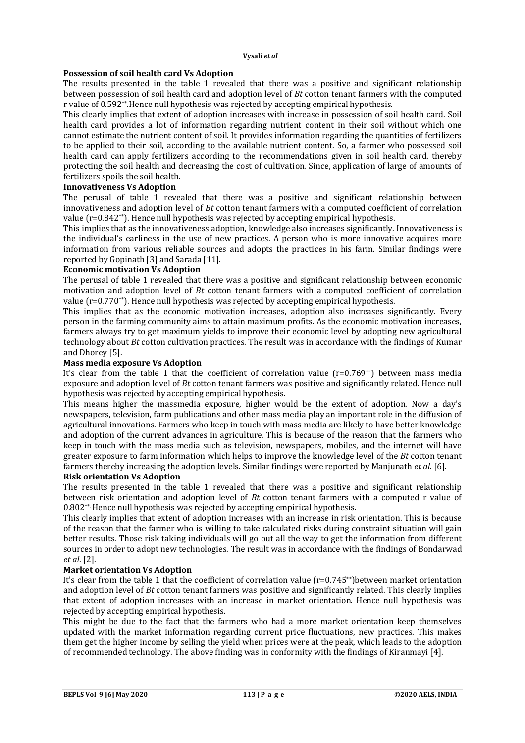### Possession of soil health card Vs Adoption

The results presented in the table 1 revealed that there was a positive and significant relationship between possession of soil health card and adoption level of *Bt* cotton tenant farmers with the computed r value of 0.592**.Hence null hypothesis was rejected by accepting empirical hypothesis.

This clearly implies that extent of adoption increases with increase in possession of soil health card. Soil health card provides a lot of information regarding nutrient content in their soil without which one cannot estimate the nutrient content of soil. It provides information regarding the quantities of fertilizers to be applied to their soil, according to the available nutrient content. So, a farmer who possessed soil health card can apply fertilizers according to the recommendations given in soil health card, thereby protecting the soil health and decreasing the cost of cultivation. Since, application of large of amounts of fertilizers spoils the soil health.

### Innovativeness Vs Adoption

The perusal of table 1 revealed that there was a positive and significant relationship between innovativeness and adoption level of *Bt* cotton tenant farmers with a computed coefficient of correlation value (r=0.842**). Hence null hypothesis was rejected by accepting empirical hypothesis.

This implies that as the innovativeness adoption, knowledge also increases significantly. Innovativeness is the individual's earliness in the use of new practices. A person who is more innovative acquires more information from various reliable sources and adopts the practices in his farm. Similar findings were reported by Gopinath [3] and Sarada [11].

### Economic motivation Vs Adoption

The perusal of table 1 revealed that there was a positive and significant relationship between economic motivation and adoption level of *Bt* cotton tenant farmers with a computed coefficient of correlation value (r=0.770**). Hence null hypothesis was rejected by accepting empirical hypothesis.

This implies that as the economic motivation increases, adoption also increases significantly. Every person in the farming community aims to attain maximum profits. As the economic motivation increases, farmers always try to get maximum yields to improve their economic level by adopting new agricultural technology about *Bt* cotton cultivation practices. The result was in accordance with the findings of Kumar and Dhorey [5].

### Mass media exposure Vs Adoption

It's clear from the table 1 that the coefficient of correlation value (r=0.769**) between mass media exposure and adoption level of *Bt* cotton tenant farmers was positive and significantly related. Hence null hypothesis was rejected by accepting empirical hypothesis.

This means higher the massmedia exposure, higher would be the extent of adoption. Now a day's newspapers, television, farm publications and other mass media play an important role in the diffusion of agricultural innovations. Farmers who keep in touch with mass media are likely to have better knowledge and adoption of the current advances in agriculture. This is because of the reason that the farmers who keep in touch with the mass media such as television, newspapers, mobiles, and the internet will have greater exposure to farm information which helps to improve the knowledge level of the *Bt* cotton tenant farmers thereby increasing the adoption levels. Similar findings were reported by Manjunath *et al*. [6].

### Risk orientation Vs Adoption

The results presented in the table 1 revealed that there was a positive and significant relationship between risk orientation and adoption level of *Bt* cotton tenant farmers with a computed r value of 0.802**. Hence null hypothesis was rejected by accepting empirical hypothesis.

This clearly implies that extent of adoption increases with an increase in risk orientation. This is because of the reason that the farmer who is willing to take calculated risks during constraint situation will gain better results. Those risk taking individuals will go out all the way to get the information from different sources in order to adopt new technologies. The result was in accordance with the findings of Bondarwad *et al*. [2].

### Market orientation Vs Adoption

It's clear from the table 1 that the coefficient of correlation value (r=0.745**)between market orientation and adoption level of *Bt* cotton tenant farmers was positive and significantly related. This clearly implies that extent of adoption increases with an increase in market orientation. Hence null hypothesis was rejected by accepting empirical hypothesis.

This might be due to the fact that the farmers who had a more market orientation keep themselves updated with the market information regarding current price fluctuations, new practices. This makes them get the higher income by selling the yield when prices were at the peak, which leads to the adoption of recommended technology. The above finding was in conformity with the findings of Kiranmayi [4].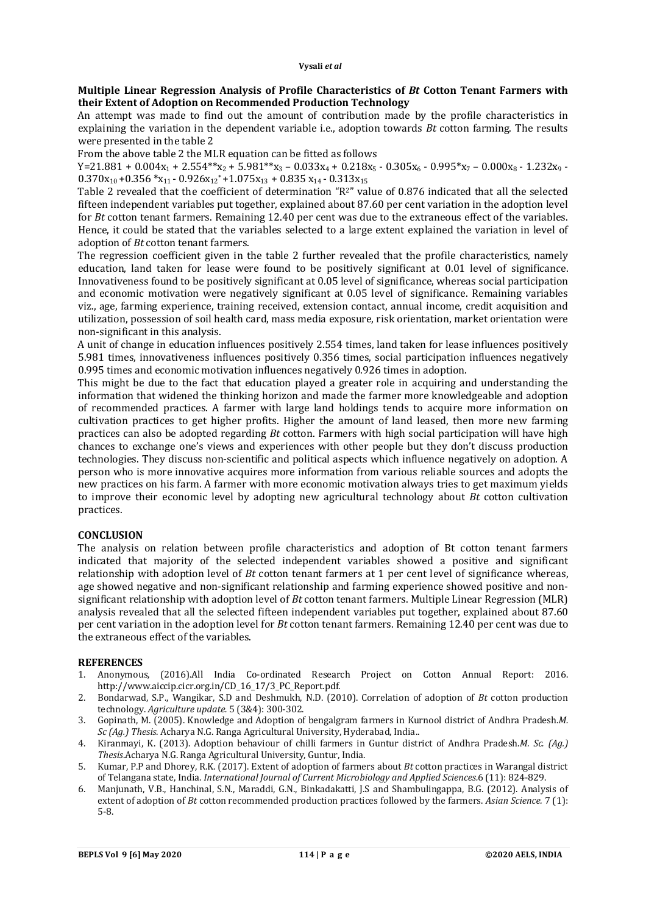**Multiple Linear Regression Analysis of Profile Characteristics of *Bt* Cotton Tenant Farmers with their Extent of Adoption on Recommended Production Technology**

An attempt was made to find out the amount of contribution made by the profile characteristics in explaining the variation in the dependent variable i.e., adoption towards *Bt* cotton farming. The results were presented in the table 2

From the above table 2 the MLR equation can be fitted as follows

$Y=21.881 + 0.004x_1 + 2.554^{**}x_2 + 5.981^{**}x_3 – 0.033x_4 + 0.218x_5 - 0.305x_6 - 0.995^{*}x_7 – 0.000x_8 - 1.232x_9 - 0.370x_{10} +0.356\ ^{*}x_{11} - 0.926x_{12}^{*} +1.075x_{13} + 0.835\ x_{14} - 0.313x_{15}$

Table 2 revealed that the coefficient of determination "$R^2$" value of 0.876 indicated that all the selected fifteen independent variables put together, explained about 87.60 per cent variation in the adoption level for *Bt* cotton tenant farmers. Remaining 12.40 per cent was due to the extraneous effect of the variables. Hence, it could be stated that the variables selected to a large extent explained the variation in level of adoption of *Bt* cotton tenant farmers.

The regression coefficient given in the table 2 further revealed that the profile characteristics, namely education, land taken for lease were found to be positively significant at 0.01 level of significance. Innovativeness found to be positively significant at 0.05 level of significance, whereas social participation and economic motivation were negatively significant at 0.05 level of significance. Remaining variables viz., age, farming experience, training received, extension contact, annual income, credit acquisition and utilization, possession of soil health card, mass media exposure, risk orientation, market orientation were non-significant in this analysis.

A unit of change in education influences positively 2.554 times, land taken for lease influences positively 5.981 times, innovativeness influences positively 0.356 times, social participation influences negatively 0.995 times and economic motivation influences negatively 0.926 times in adoption.

This might be due to the fact that education played a greater role in acquiring and understanding the information that widened the thinking horizon and made the farmer more knowledgeable and adoption of recommended practices. A farmer with large land holdings tends to acquire more information on cultivation practices to get higher profits. Higher the amount of land leased, then more new farming practices can also be adopted regarding *Bt* cotton. Farmers with high social participation will have high chances to exchange one's views and experiences with other people but they don't discuss production technologies. They discuss non-scientific and political aspects which influence negatively on adoption. A person who is more innovative acquires more information from various reliable sources and adopts the new practices on his farm. A farmer with more economic motivation always tries to get maximum yields to improve their economic level by adopting new agricultural technology about *Bt* cotton cultivation practices.

## CONCLUSION

The analysis on relation between profile characteristics and adoption of Bt cotton tenant farmers indicated that majority of the selected independent variables showed a positive and significant relationship with adoption level of *Bt* cotton tenant farmers at 1 per cent level of significance whereas, age showed negative and non-significant relationship and farming experience showed positive and non-significant relationship with adoption level of *Bt* cotton tenant farmers. Multiple Linear Regression (MLR) analysis revealed that all the selected fifteen independent variables put together, explained about 87.60 per cent variation in the adoption level for *Bt* cotton tenant farmers. Remaining 12.40 per cent was due to the extraneous effect of the variables.

## REFERENCES

1. Anonymous, (2016).All India Co-ordinated Research Project on Cotton Annual Report: 2016. http://www.aiccip.cicr.org.in/CD_16_17/3_PC_Report.pdf.
2. Bondarwad, S.P., Wangikar, S.D and Deshmukh, N.D. (2010). Correlation of adoption of *Bt* cotton production technology. *Agriculture update.* 5 (3&4): 300-302.
3. Gopinath, M. (2005). Knowledge and Adoption of bengalgram farmers in Kurnool district of Andhra Pradesh.*M. Sc (Ag.) Thesis.* Acharya N.G. Ranga Agricultural University, Hyderabad, India..
4. Kiranmayi, K. (2013). Adoption behaviour of chilli farmers in Guntur district of Andhra Pradesh.*M. Sc. (Ag.) Thesis*.Acharya N.G. Ranga Agricultural University, Guntur, India.
5. Kumar, P.P and Dhorey, R.K. (2017). Extent of adoption of farmers about *Bt* cotton practices in Warangal district of Telangana state, India. *International Journal of Current Microbiology and Applied Sciences.*6 (11): 824-829.
6. Manjunath, V.B., Hanchinal, S.N., Maraddi, G.N., Binkadakatti, J.S and Shambulingappa, B.G. (2012). Analysis of extent of adoption of *Bt* cotton recommended production practices followed by the farmers. *Asian Science.* 7 (1): 5-8.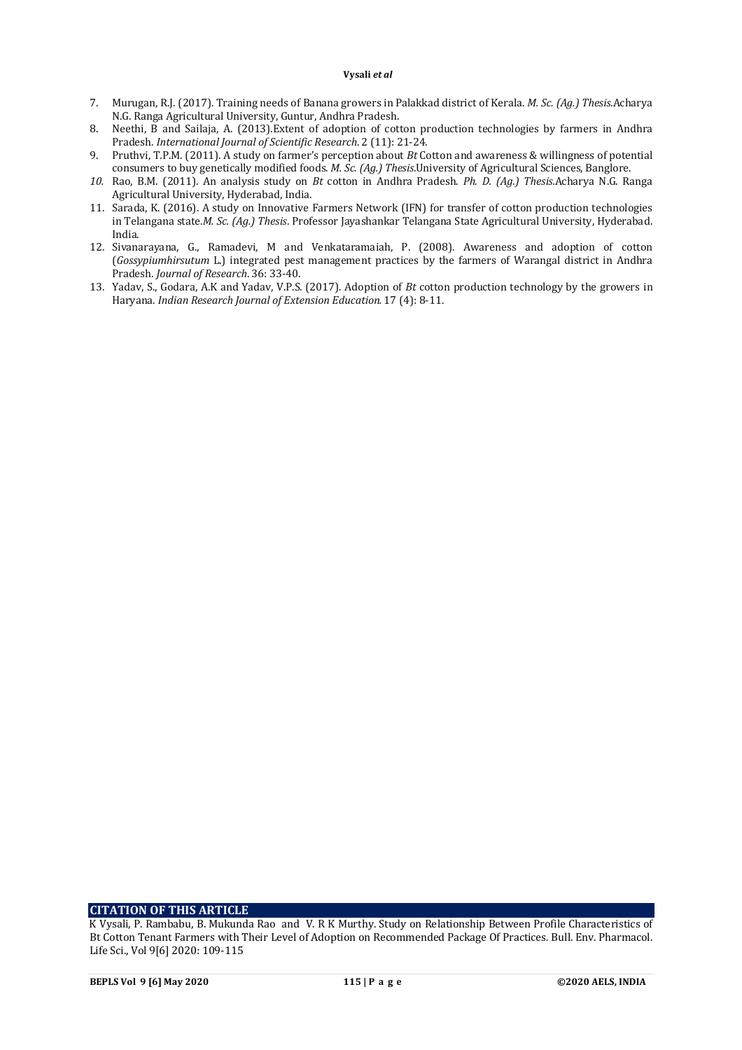7. Murugan, R.J. (2017). Training needs of Banana growers in Palakkad district of Kerala. *M. Sc. (Ag.) Thesis.*Acharya N.G. Ranga Agricultural University, Guntur, Andhra Pradesh.
8. Neethi, B and Sailaja, A. (2013).Extent of adoption of cotton production technologies by farmers in Andhra Pradesh. *International Journal of Scientific Research*. 2 (11): 21-24.
9. Pruthvi, T.P.M. (2011). A study on farmer's perception about *Bt* Cotton and awareness & willingness of potential consumers to buy genetically modified foods. *M. Sc. (Ag.) Thesis.*University of Agricultural Sciences, Banglore.
10. Rao, B.M. (2011). An analysis study on *Bt* cotton in Andhra Pradesh. *Ph. D. (Ag.) Thesis.*Acharya N.G. Ranga Agricultural University, Hyderabad, India.
11. Sarada, K. (2016). A study on Innovative Farmers Network (IFN) for transfer of cotton production technologies in Telangana state.*M. Sc. (Ag.) Thesis*. Professor Jayashankar Telangana State Agricultural University, Hyderabad. India.
12. Sivanarayana, G., Ramadevi, M and Venkataramaiah, P. (2008). Awareness and adoption of cotton (*Gossypiumhirsutum* L.) integrated pest management practices by the farmers of Warangal district in Andhra Pradesh. *Journal of Research*. 36: 33-40.
13. Yadav, S., Godara, A.K and Yadav, V.P.S. (2017). Adoption of *Bt* cotton production technology by the growers in Haryana. *Indian Research Journal of Extension Education.* 17 (4): 8-11.

**CITATION OF THIS ARTICLE**

K Vysali, P. Rambabu, B. Mukunda Rao and V. R K Murthy. Study on Relationship Between Profile Characteristics of Bt Cotton Tenant Farmers with Their Level of Adoption on Recommended Package Of Practices. Bull. Env. Pharmacol. Life Sci., Vol 9[6] 2020: 109-115